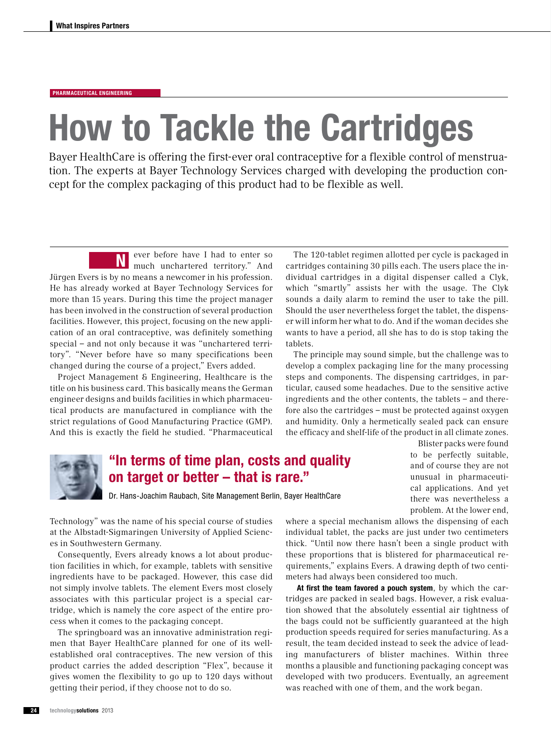PHARMACEUTICAL ENGINEERING

# How to Tackle the Cartridges

Bayer HealthCare is offering the first-ever oral contraceptive for a flexible control of menstruation. The experts at Bayer Technology Services charged with developing the production concept for the complex packaging of this product had to be flexible as well.

"Never before have I had to enter so much unchartered territory." And Jürgen Evers is by no means a newcomer in his profession. He has already worked at Bayer Technology Services for more than 15 years. During this time the project manager has been involved in the construction of several production facilities. However, this project, focusing on the new application of an oral contraceptive, was definitely something special – and not only because it was "unchartered territory". "Never before have so many specifications been changed during the course of a project," Evers added.

Project Management & Engineering, Healthcare is the title on his business card. This basically means the German engineer designs and builds facilities in which pharmaceutical products are manufactured in compliance with the strict regulations of Good Manufacturing Practice (GMP). And this is exactly the field he studied. "Pharmaceutical Technology" was the name of his special course of studies at the Albstadt-Sigmaringen University of Applied Sciences in Southwestern Germany.

> **"In terms of time plan, costs and quality on target or better – that is rare."**
>
> Dr. Hans-Joachim Raubach, Site Management Berlin, Bayer HealthCare

Consequently, Evers already knows a lot about production facilities in which, for example, tablets with sensitive ingredients have to be packaged. However, this case did not simply involve tablets. The element Evers most closely associates with this particular project is a special cartridge, which is namely the core aspect of the entire process when it comes to the packaging concept.

The springboard was an innovative administration regimen that Bayer HealthCare planned for one of its well-established oral contraceptives. The new version of this product carries the added description "Flex", because it gives women the flexibility to go up to 120 days without getting their period, if they choose not to do so.

The 120-tablet regimen allotted per cycle is packaged in cartridges containing 30 pills each. The users place the individual cartridges in a digital dispenser called a Clyk, which "smartly" assists her with the usage. The Clyk sounds a daily alarm to remind the user to take the pill. Should the user nevertheless forget the tablet, the dispenser will inform her what to do. And if the woman decides she wants to have a period, all she has to do is stop taking the tablets.

The principle may sound simple, but the challenge was to develop a complex packaging line for the many processing steps and components. The dispensing cartridges, in particular, caused some headaches. Due to the sensitive active ingredients and the other contents, the tablets – and therefore also the cartridges – must be protected against oxygen and humidity. Only a hermetically sealed pack can ensure the efficacy and shelf-life of the product in all climate zones.

Blister packs were found to be perfectly suitable, and of course they are not unusual in pharmaceutical applications. And yet there was nevertheless a problem. At the lower end, where a special mechanism allows the dispensing of each individual tablet, the packs are just under two centimeters thick. "Until now there hasn't been a single product with these proportions that is blistered for pharmaceutical requirements," explains Evers. A drawing depth of two centimeters had always been considered too much.

**At first the team favored a pouch system**, by which the cartridges are packed in sealed bags. However, a risk evaluation showed that the absolutely essential air tightness of the bags could not be sufficiently guaranteed at the high production speeds required for series manufacturing. As a result, the team decided instead to seek the advice of leading manufacturers of blister machines. Within three months a plausible and functioning packaging concept was developed with two producers. Eventually, an agreement was reached with one of them, and the work began.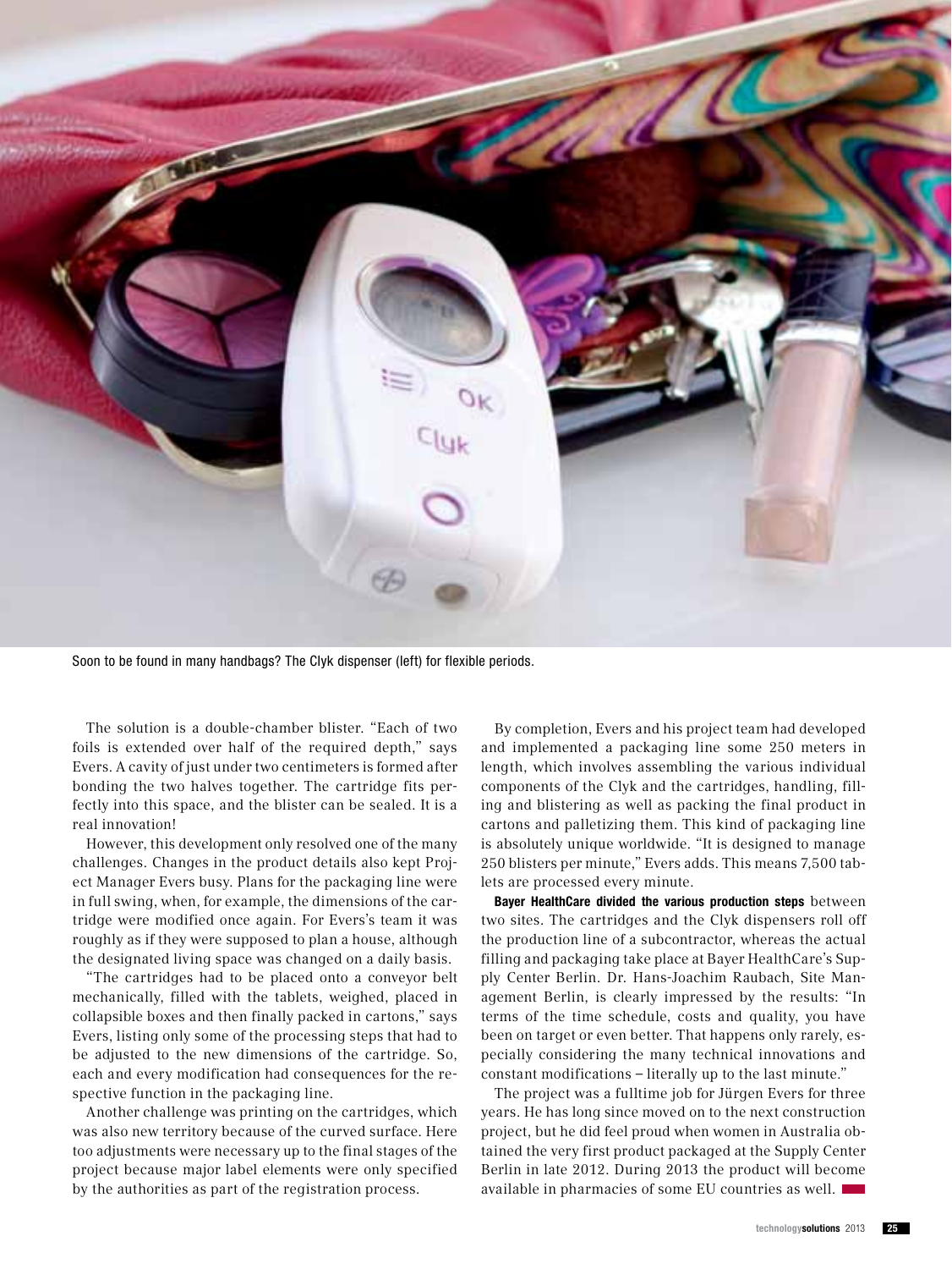Soon to be found in many handbags? The Clyk dispenser (left) for flexible periods.

The solution is a double-chamber blister. "Each of two foils is extended over half of the required depth," says Evers. A cavity of just under two centimeters is formed after bonding the two halves together. The cartridge fits perfectly into this space, and the blister can be sealed. It is a real innovation!

However, this development only resolved one of the many challenges. Changes in the product details also kept Project Manager Evers busy. Plans for the packaging line were in full swing, when, for example, the dimensions of the cartridge were modified once again. For Evers's team it was roughly as if they were supposed to plan a house, although the designated living space was changed on a daily basis.

"The cartridges had to be placed onto a conveyor belt mechanically, filled with the tablets, weighed, placed in collapsible boxes and then finally packed in cartons," says Evers, listing only some of the processing steps that had to be adjusted to the new dimensions of the cartridge. So, each and every modification had consequences for the respective function in the packaging line.

Another challenge was printing on the cartridges, which was also new territory because of the curved surface. Here too adjustments were necessary up to the final stages of the project because major label elements were only specified by the authorities as part of the registration process.

By completion, Evers and his project team had developed and implemented a packaging line some 250 meters in length, which involves assembling the various individual components of the Clyk and the cartridges, handling, filling and blistering as well as packing the final product in cartons and palletizing them. This kind of packaging line is absolutely unique worldwide. "It is designed to manage 250 blisters per minute," Evers adds. This means 7,500 tablets are processed every minute.

**Bayer HealthCare divided the various production steps** between two sites. The cartridges and the Clyk dispensers roll off the production line of a subcontractor, whereas the actual filling and packaging take place at Bayer HealthCare's Supply Center Berlin. Dr. Hans-Joachim Raubach, Site Management Berlin, is clearly impressed by the results: "In terms of the time schedule, costs and quality, you have been on target or even better. That happens only rarely, especially considering the many technical innovations and constant modifications – literally up to the last minute."

The project was a fulltime job for Jürgen Evers for three years. He has long since moved on to the next construction project, but he did feel proud when women in Australia obtained the very first product packaged at the Supply Center Berlin in late 2012. During 2013 the product will become available in pharmacies of some EU countries as well.